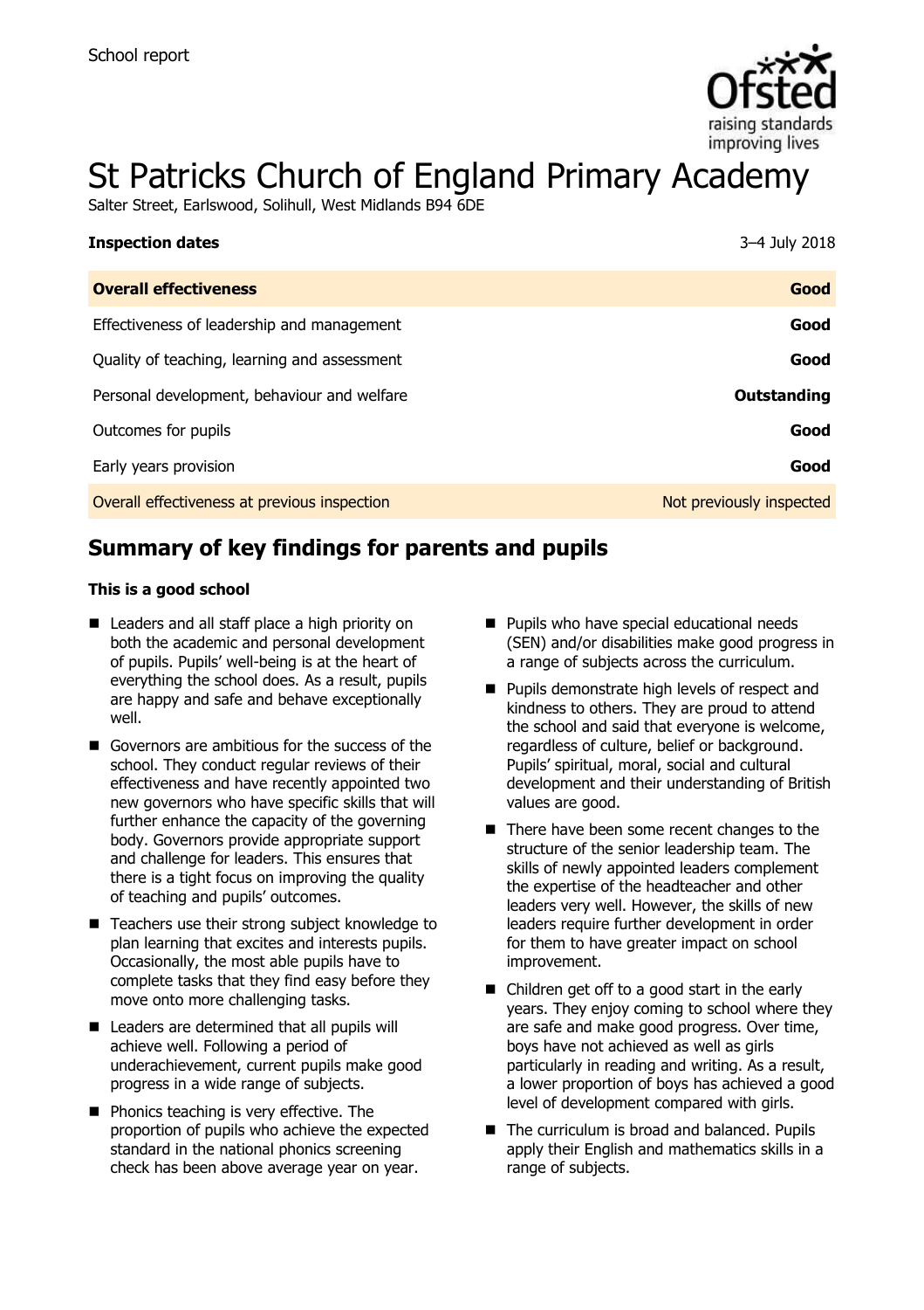School report

# St Patricks Church of England Primary Academy

Salter Street, Earlswood, Solihull, West Midlands B94 6DE

| **Inspection dates** | 3–4 July 2018 |
| --- | --- |
| **Overall effectiveness** | **Good** |
| Effectiveness of leadership and management | **Good** |
| Quality of teaching, learning and assessment | **Good** |
| Personal development, behaviour and welfare | **Outstanding** |
| Outcomes for pupils | **Good** |
| Early years provision | **Good** |
| Overall effectiveness at previous inspection | Not previously inspected |

## Summary of key findings for parents and pupils

**This is a good school**

- Leaders and all staff place a high priority on both the academic and personal development of pupils. Pupils' well-being is at the heart of everything the school does. As a result, pupils are happy and safe and behave exceptionally well.
- Governors are ambitious for the success of the school. They conduct regular reviews of their effectiveness and have recently appointed two new governors who have specific skills that will further enhance the capacity of the governing body. Governors provide appropriate support and challenge for leaders. This ensures that there is a tight focus on improving the quality of teaching and pupils' outcomes.
- Teachers use their strong subject knowledge to plan learning that excites and interests pupils. Occasionally, the most able pupils have to complete tasks that they find easy before they move onto more challenging tasks.
- Leaders are determined that all pupils will achieve well. Following a period of underachievement, current pupils make good progress in a wide range of subjects.
- Phonics teaching is very effective. The proportion of pupils who achieve the expected standard in the national phonics screening check has been above average year on year.
- Pupils who have special educational needs (SEN) and/or disabilities make good progress in a range of subjects across the curriculum.
- Pupils demonstrate high levels of respect and kindness to others. They are proud to attend the school and said that everyone is welcome, regardless of culture, belief or background. Pupils' spiritual, moral, social and cultural development and their understanding of British values are good.
- There have been some recent changes to the structure of the senior leadership team. The skills of newly appointed leaders complement the expertise of the headteacher and other leaders very well. However, the skills of new leaders require further development in order for them to have greater impact on school improvement.
- Children get off to a good start in the early years. They enjoy coming to school where they are safe and make good progress. Over time, boys have not achieved as well as girls particularly in reading and writing. As a result, a lower proportion of boys has achieved a good level of development compared with girls.
- The curriculum is broad and balanced. Pupils apply their English and mathematics skills in a range of subjects.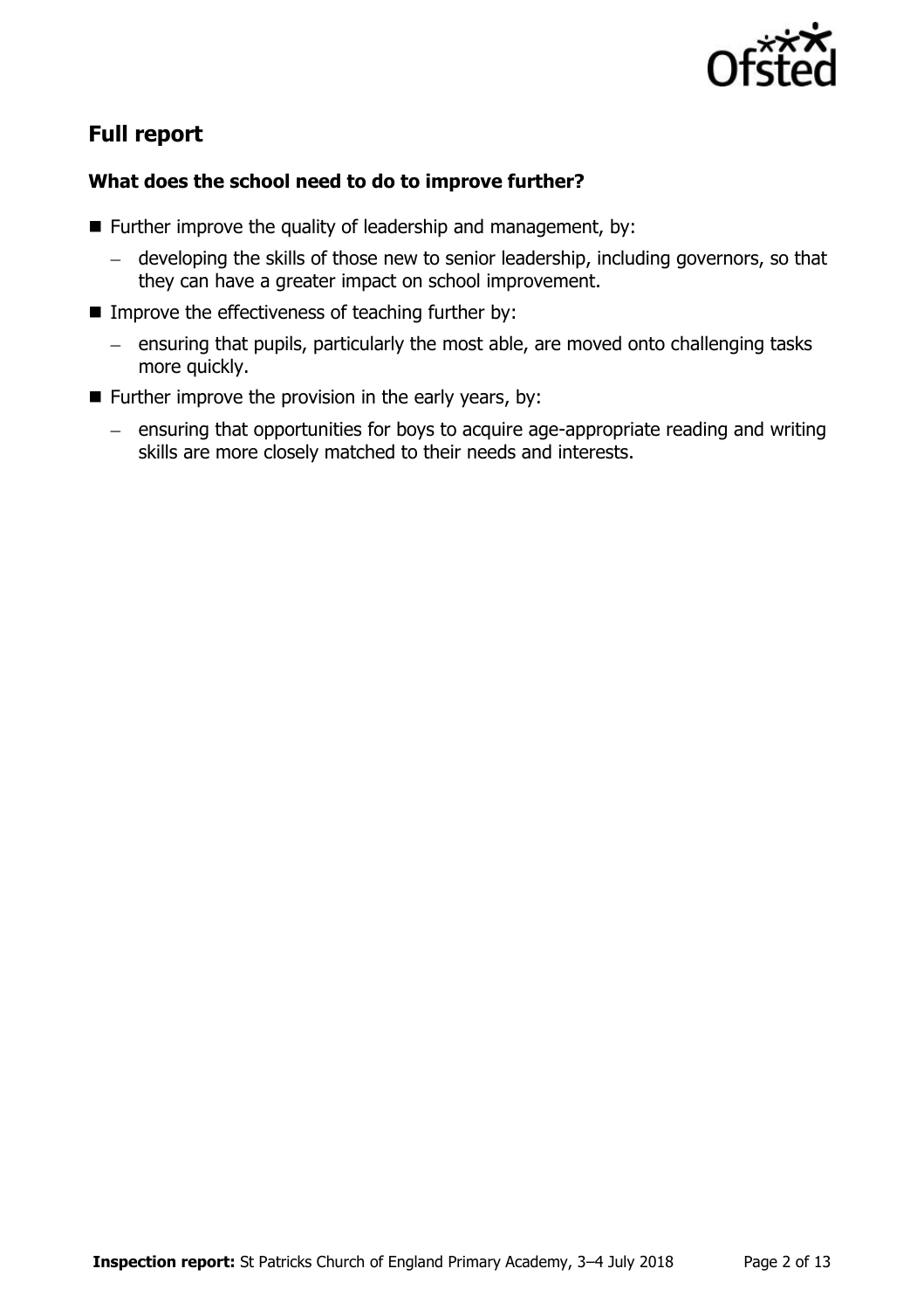## Full report

### What does the school need to do to improve further?

- Further improve the quality of leadership and management, by:
  - developing the skills of those new to senior leadership, including governors, so that they can have a greater impact on school improvement.
- Improve the effectiveness of teaching further by:
  - ensuring that pupils, particularly the most able, are moved onto challenging tasks more quickly.
- Further improve the provision in the early years, by:
  - ensuring that opportunities for boys to acquire age-appropriate reading and writing skills are more closely matched to their needs and interests.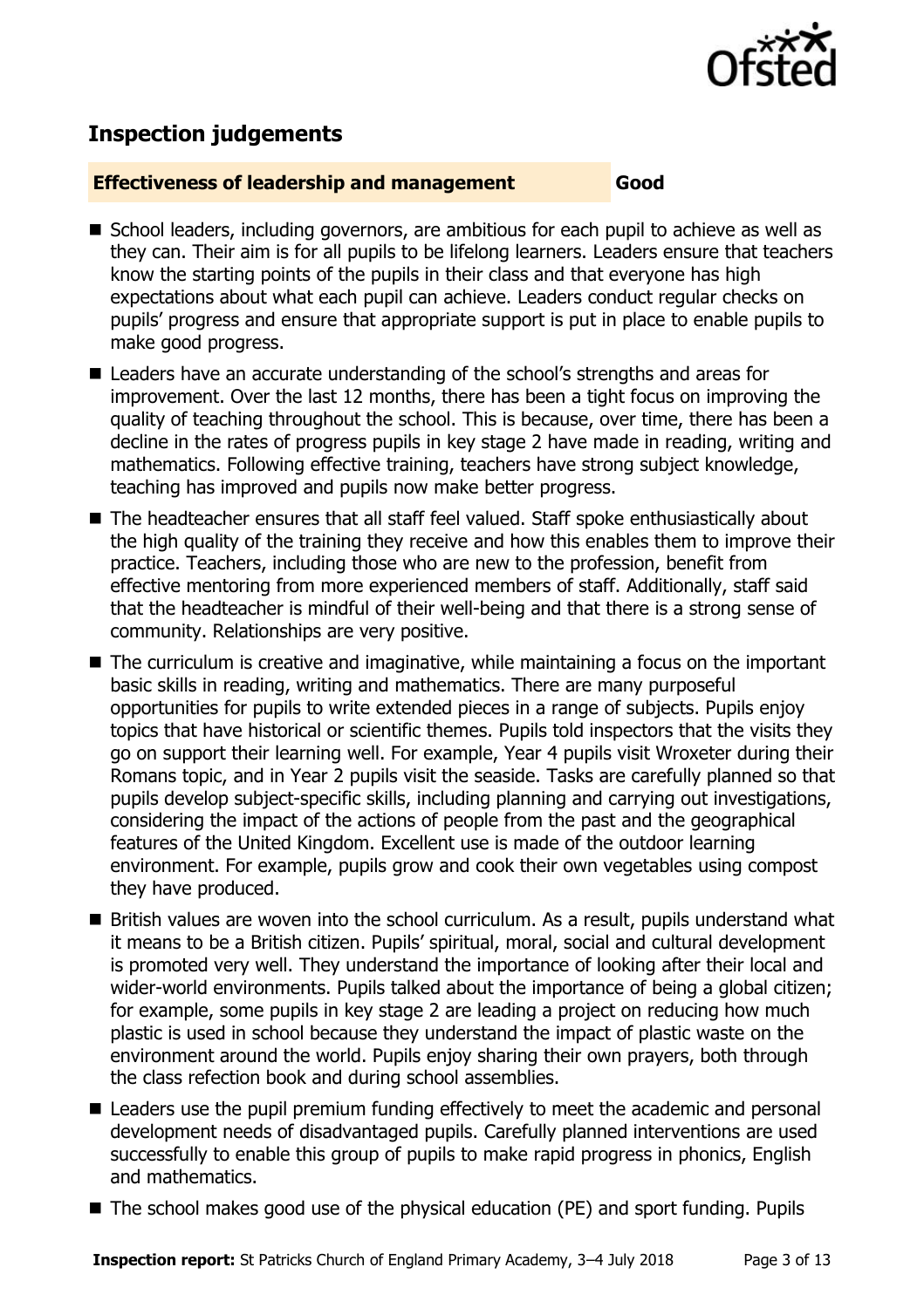## Inspection judgements

| **Effectiveness of leadership and management** | **Good** |
| --- | --- |

- School leaders, including governors, are ambitious for each pupil to achieve as well as they can. Their aim is for all pupils to be lifelong learners. Leaders ensure that teachers know the starting points of the pupils in their class and that everyone has high expectations about what each pupil can achieve. Leaders conduct regular checks on pupils' progress and ensure that appropriate support is put in place to enable pupils to make good progress.
- Leaders have an accurate understanding of the school's strengths and areas for improvement. Over the last 12 months, there has been a tight focus on improving the quality of teaching throughout the school. This is because, over time, there has been a decline in the rates of progress pupils in key stage 2 have made in reading, writing and mathematics. Following effective training, teachers have strong subject knowledge, teaching has improved and pupils now make better progress.
- The headteacher ensures that all staff feel valued. Staff spoke enthusiastically about the high quality of the training they receive and how this enables them to improve their practice. Teachers, including those who are new to the profession, benefit from effective mentoring from more experienced members of staff. Additionally, staff said that the headteacher is mindful of their well-being and that there is a strong sense of community. Relationships are very positive.
- The curriculum is creative and imaginative, while maintaining a focus on the important basic skills in reading, writing and mathematics. There are many purposeful opportunities for pupils to write extended pieces in a range of subjects. Pupils enjoy topics that have historical or scientific themes. Pupils told inspectors that the visits they go on support their learning well. For example, Year 4 pupils visit Wroxeter during their Romans topic, and in Year 2 pupils visit the seaside. Tasks are carefully planned so that pupils develop subject-specific skills, including planning and carrying out investigations, considering the impact of the actions of people from the past and the geographical features of the United Kingdom. Excellent use is made of the outdoor learning environment. For example, pupils grow and cook their own vegetables using compost they have produced.
- British values are woven into the school curriculum. As a result, pupils understand what it means to be a British citizen. Pupils' spiritual, moral, social and cultural development is promoted very well. They understand the importance of looking after their local and wider-world environments. Pupils talked about the importance of being a global citizen; for example, some pupils in key stage 2 are leading a project on reducing how much plastic is used in school because they understand the impact of plastic waste on the environment around the world. Pupils enjoy sharing their own prayers, both through the class refection book and during school assemblies.
- Leaders use the pupil premium funding effectively to meet the academic and personal development needs of disadvantaged pupils. Carefully planned interventions are used successfully to enable this group of pupils to make rapid progress in phonics, English and mathematics.
- The school makes good use of the physical education (PE) and sport funding. Pupils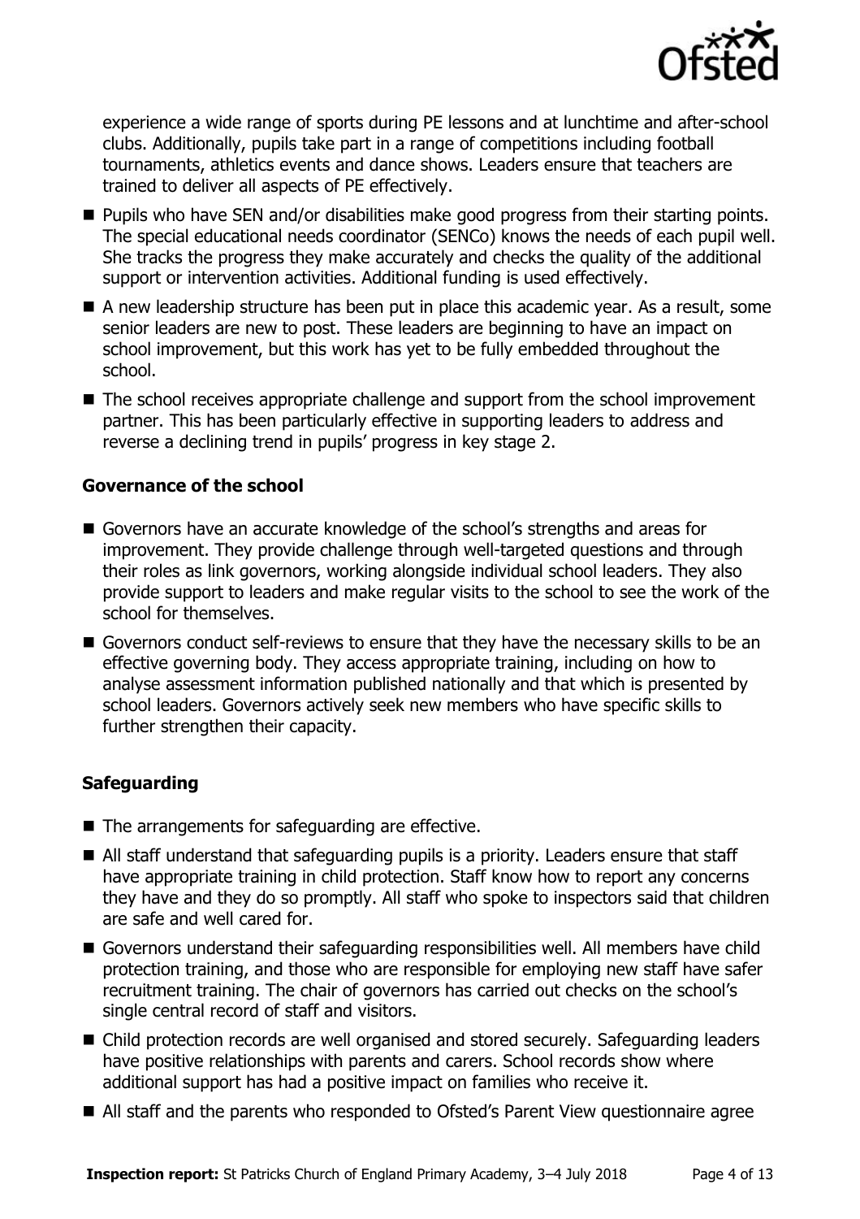experience a wide range of sports during PE lessons and at lunchtime and after-school clubs. Additionally, pupils take part in a range of competitions including football tournaments, athletics events and dance shows. Leaders ensure that teachers are trained to deliver all aspects of PE effectively.

- Pupils who have SEN and/or disabilities make good progress from their starting points. The special educational needs coordinator (SENCo) knows the needs of each pupil well. She tracks the progress they make accurately and checks the quality of the additional support or intervention activities. Additional funding is used effectively.
- A new leadership structure has been put in place this academic year. As a result, some senior leaders are new to post. These leaders are beginning to have an impact on school improvement, but this work has yet to be fully embedded throughout the school.
- The school receives appropriate challenge and support from the school improvement partner. This has been particularly effective in supporting leaders to address and reverse a declining trend in pupils' progress in key stage 2.

### Governance of the school

- Governors have an accurate knowledge of the school's strengths and areas for improvement. They provide challenge through well-targeted questions and through their roles as link governors, working alongside individual school leaders. They also provide support to leaders and make regular visits to the school to see the work of the school for themselves.
- Governors conduct self-reviews to ensure that they have the necessary skills to be an effective governing body. They access appropriate training, including on how to analyse assessment information published nationally and that which is presented by school leaders. Governors actively seek new members who have specific skills to further strengthen their capacity.

### Safeguarding

- The arrangements for safeguarding are effective.
- All staff understand that safeguarding pupils is a priority. Leaders ensure that staff have appropriate training in child protection. Staff know how to report any concerns they have and they do so promptly. All staff who spoke to inspectors said that children are safe and well cared for.
- Governors understand their safeguarding responsibilities well. All members have child protection training, and those who are responsible for employing new staff have safer recruitment training. The chair of governors has carried out checks on the school's single central record of staff and visitors.
- Child protection records are well organised and stored securely. Safeguarding leaders have positive relationships with parents and carers. School records show where additional support has had a positive impact on families who receive it.
- All staff and the parents who responded to Ofsted's Parent View questionnaire agree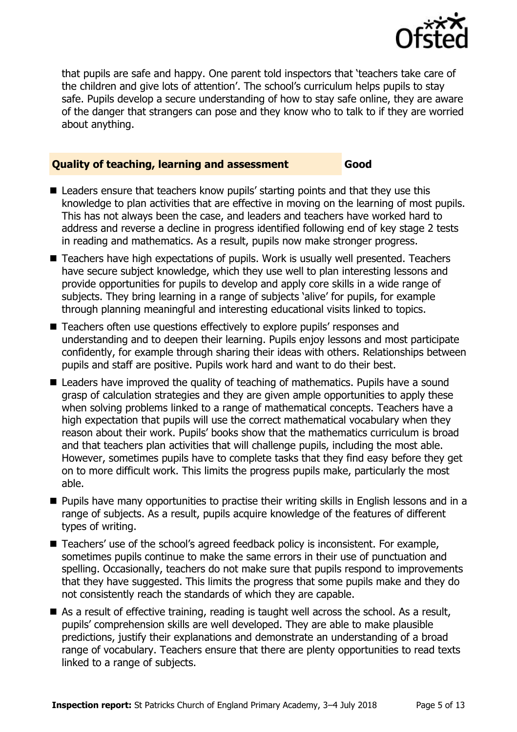that pupils are safe and happy. One parent told inspectors that 'teachers take care of the children and give lots of attention'. The school's curriculum helps pupils to stay safe. Pupils develop a secure understanding of how to stay safe online, they are aware of the danger that strangers can pose and they know who to talk to if they are worried about anything.

### Quality of teaching, learning and assessment — Good

- Leaders ensure that teachers know pupils' starting points and that they use this knowledge to plan activities that are effective in moving on the learning of most pupils. This has not always been the case, and leaders and teachers have worked hard to address and reverse a decline in progress identified following end of key stage 2 tests in reading and mathematics. As a result, pupils now make stronger progress.
- Teachers have high expectations of pupils. Work is usually well presented. Teachers have secure subject knowledge, which they use well to plan interesting lessons and provide opportunities for pupils to develop and apply core skills in a wide range of subjects. They bring learning in a range of subjects 'alive' for pupils, for example through planning meaningful and interesting educational visits linked to topics.
- Teachers often use questions effectively to explore pupils' responses and understanding and to deepen their learning. Pupils enjoy lessons and most participate confidently, for example through sharing their ideas with others. Relationships between pupils and staff are positive. Pupils work hard and want to do their best.
- Leaders have improved the quality of teaching of mathematics. Pupils have a sound grasp of calculation strategies and they are given ample opportunities to apply these when solving problems linked to a range of mathematical concepts. Teachers have a high expectation that pupils will use the correct mathematical vocabulary when they reason about their work. Pupils' books show that the mathematics curriculum is broad and that teachers plan activities that will challenge pupils, including the most able. However, sometimes pupils have to complete tasks that they find easy before they get on to more difficult work. This limits the progress pupils make, particularly the most able.
- Pupils have many opportunities to practise their writing skills in English lessons and in a range of subjects. As a result, pupils acquire knowledge of the features of different types of writing.
- Teachers' use of the school's agreed feedback policy is inconsistent. For example, sometimes pupils continue to make the same errors in their use of punctuation and spelling. Occasionally, teachers do not make sure that pupils respond to improvements that they have suggested. This limits the progress that some pupils make and they do not consistently reach the standards of which they are capable.
- As a result of effective training, reading is taught well across the school. As a result, pupils' comprehension skills are well developed. They are able to make plausible predictions, justify their explanations and demonstrate an understanding of a broad range of vocabulary. Teachers ensure that there are plenty opportunities to read texts linked to a range of subjects.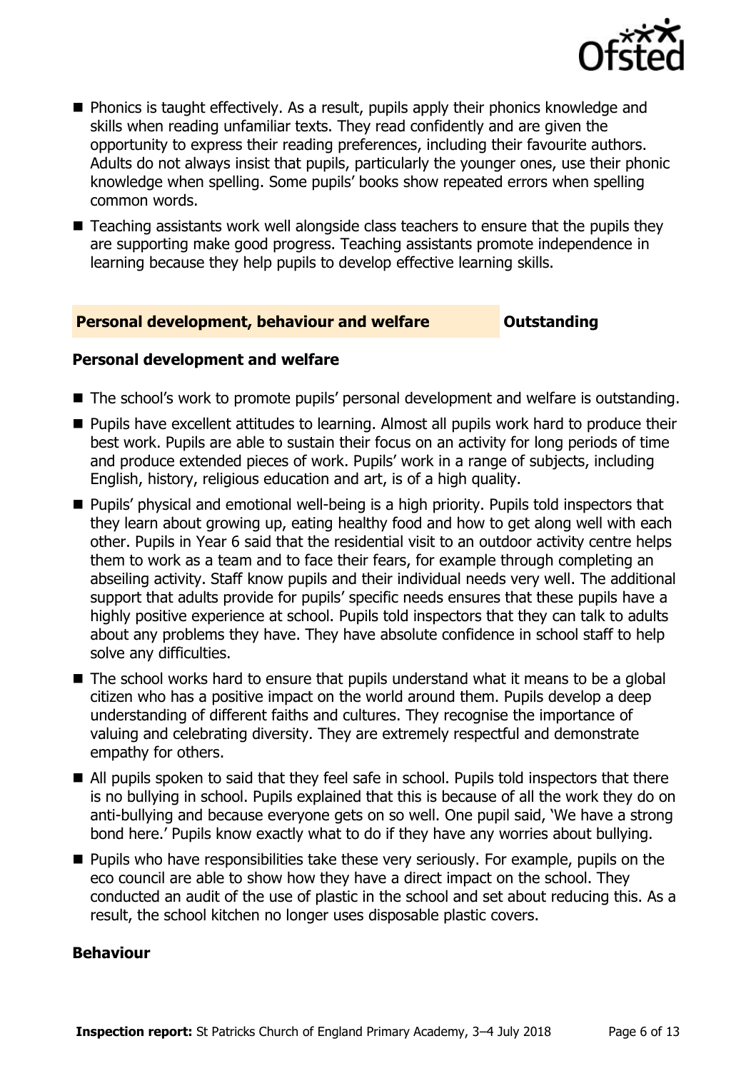- Phonics is taught effectively. As a result, pupils apply their phonics knowledge and skills when reading unfamiliar texts. They read confidently and are given the opportunity to express their reading preferences, including their favourite authors. Adults do not always insist that pupils, particularly the younger ones, use their phonic knowledge when spelling. Some pupils' books show repeated errors when spelling common words.
- Teaching assistants work well alongside class teachers to ensure that the pupils they are supporting make good progress. Teaching assistants promote independence in learning because they help pupils to develop effective learning skills.

## Personal development, behaviour and welfare — Outstanding

### Personal development and welfare

- The school's work to promote pupils' personal development and welfare is outstanding.
- Pupils have excellent attitudes to learning. Almost all pupils work hard to produce their best work. Pupils are able to sustain their focus on an activity for long periods of time and produce extended pieces of work. Pupils' work in a range of subjects, including English, history, religious education and art, is of a high quality.
- Pupils' physical and emotional well-being is a high priority. Pupils told inspectors that they learn about growing up, eating healthy food and how to get along well with each other. Pupils in Year 6 said that the residential visit to an outdoor activity centre helps them to work as a team and to face their fears, for example through completing an abseiling activity. Staff know pupils and their individual needs very well. The additional support that adults provide for pupils' specific needs ensures that these pupils have a highly positive experience at school. Pupils told inspectors that they can talk to adults about any problems they have. They have absolute confidence in school staff to help solve any difficulties.
- The school works hard to ensure that pupils understand what it means to be a global citizen who has a positive impact on the world around them. Pupils develop a deep understanding of different faiths and cultures. They recognise the importance of valuing and celebrating diversity. They are extremely respectful and demonstrate empathy for others.
- All pupils spoken to said that they feel safe in school. Pupils told inspectors that there is no bullying in school. Pupils explained that this is because of all the work they do on anti-bullying and because everyone gets on so well. One pupil said, 'We have a strong bond here.' Pupils know exactly what to do if they have any worries about bullying.
- Pupils who have responsibilities take these very seriously. For example, pupils on the eco council are able to show how they have a direct impact on the school. They conducted an audit of the use of plastic in the school and set about reducing this. As a result, the school kitchen no longer uses disposable plastic covers.

### Behaviour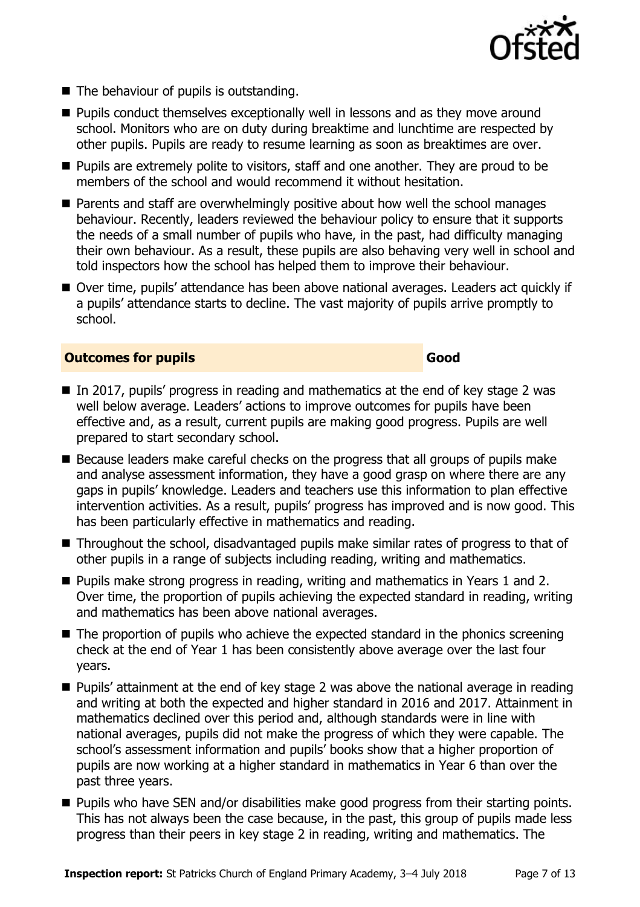- The behaviour of pupils is outstanding.
- Pupils conduct themselves exceptionally well in lessons and as they move around school. Monitors who are on duty during breaktime and lunchtime are respected by other pupils. Pupils are ready to resume learning as soon as breaktimes are over.
- Pupils are extremely polite to visitors, staff and one another. They are proud to be members of the school and would recommend it without hesitation.
- Parents and staff are overwhelmingly positive about how well the school manages behaviour. Recently, leaders reviewed the behaviour policy to ensure that it supports the needs of a small number of pupils who have, in the past, had difficulty managing their own behaviour. As a result, these pupils are also behaving very well in school and told inspectors how the school has helped them to improve their behaviour.
- Over time, pupils' attendance has been above national averages. Leaders act quickly if a pupils' attendance starts to decline. The vast majority of pupils arrive promptly to school.

## Outcomes for pupils — Good

- In 2017, pupils' progress in reading and mathematics at the end of key stage 2 was well below average. Leaders' actions to improve outcomes for pupils have been effective and, as a result, current pupils are making good progress. Pupils are well prepared to start secondary school.
- Because leaders make careful checks on the progress that all groups of pupils make and analyse assessment information, they have a good grasp on where there are any gaps in pupils' knowledge. Leaders and teachers use this information to plan effective intervention activities. As a result, pupils' progress has improved and is now good. This has been particularly effective in mathematics and reading.
- Throughout the school, disadvantaged pupils make similar rates of progress to that of other pupils in a range of subjects including reading, writing and mathematics.
- Pupils make strong progress in reading, writing and mathematics in Years 1 and 2. Over time, the proportion of pupils achieving the expected standard in reading, writing and mathematics has been above national averages.
- The proportion of pupils who achieve the expected standard in the phonics screening check at the end of Year 1 has been consistently above average over the last four years.
- Pupils' attainment at the end of key stage 2 was above the national average in reading and writing at both the expected and higher standard in 2016 and 2017. Attainment in mathematics declined over this period and, although standards were in line with national averages, pupils did not make the progress of which they were capable. The school's assessment information and pupils' books show that a higher proportion of pupils are now working at a higher standard in mathematics in Year 6 than over the past three years.
- Pupils who have SEN and/or disabilities make good progress from their starting points. This has not always been the case because, in the past, this group of pupils made less progress than their peers in key stage 2 in reading, writing and mathematics. The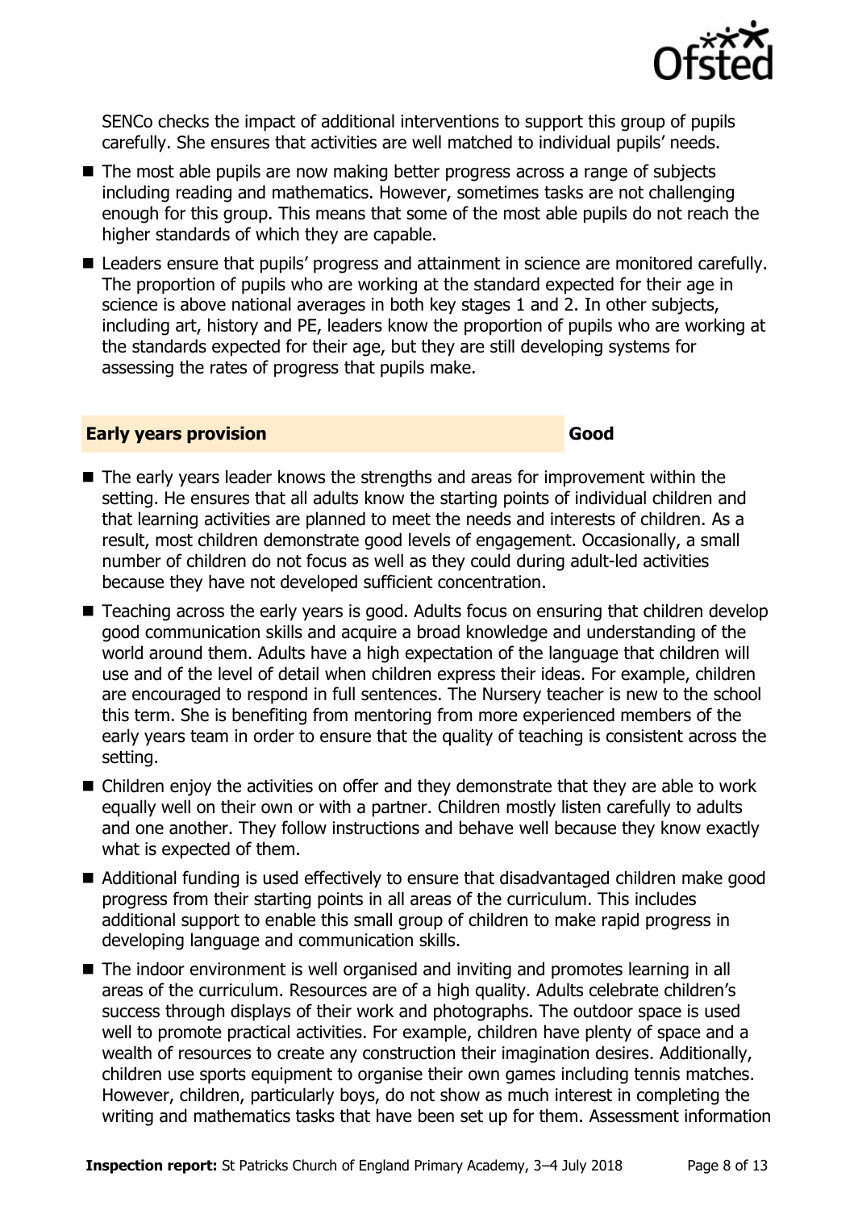SENCo checks the impact of additional interventions to support this group of pupils carefully. She ensures that activities are well matched to individual pupils' needs.

- The most able pupils are now making better progress across a range of subjects including reading and mathematics. However, sometimes tasks are not challenging enough for this group. This means that some of the most able pupils do not reach the higher standards of which they are capable.
- Leaders ensure that pupils' progress and attainment in science are monitored carefully. The proportion of pupils who are working at the standard expected for their age in science is above national averages in both key stages 1 and 2. In other subjects, including art, history and PE, leaders know the proportion of pupils who are working at the standards expected for their age, but they are still developing systems for assessing the rates of progress that pupils make.

## Early years provision — Good

- The early years leader knows the strengths and areas for improvement within the setting. He ensures that all adults know the starting points of individual children and that learning activities are planned to meet the needs and interests of children. As a result, most children demonstrate good levels of engagement. Occasionally, a small number of children do not focus as well as they could during adult-led activities because they have not developed sufficient concentration.
- Teaching across the early years is good. Adults focus on ensuring that children develop good communication skills and acquire a broad knowledge and understanding of the world around them. Adults have a high expectation of the language that children will use and of the level of detail when children express their ideas. For example, children are encouraged to respond in full sentences. The Nursery teacher is new to the school this term. She is benefiting from mentoring from more experienced members of the early years team in order to ensure that the quality of teaching is consistent across the setting.
- Children enjoy the activities on offer and they demonstrate that they are able to work equally well on their own or with a partner. Children mostly listen carefully to adults and one another. They follow instructions and behave well because they know exactly what is expected of them.
- Additional funding is used effectively to ensure that disadvantaged children make good progress from their starting points in all areas of the curriculum. This includes additional support to enable this small group of children to make rapid progress in developing language and communication skills.
- The indoor environment is well organised and inviting and promotes learning in all areas of the curriculum. Resources are of a high quality. Adults celebrate children's success through displays of their work and photographs. The outdoor space is used well to promote practical activities. For example, children have plenty of space and a wealth of resources to create any construction their imagination desires. Additionally, children use sports equipment to organise their own games including tennis matches. However, children, particularly boys, do not show as much interest in completing the writing and mathematics tasks that have been set up for them. Assessment information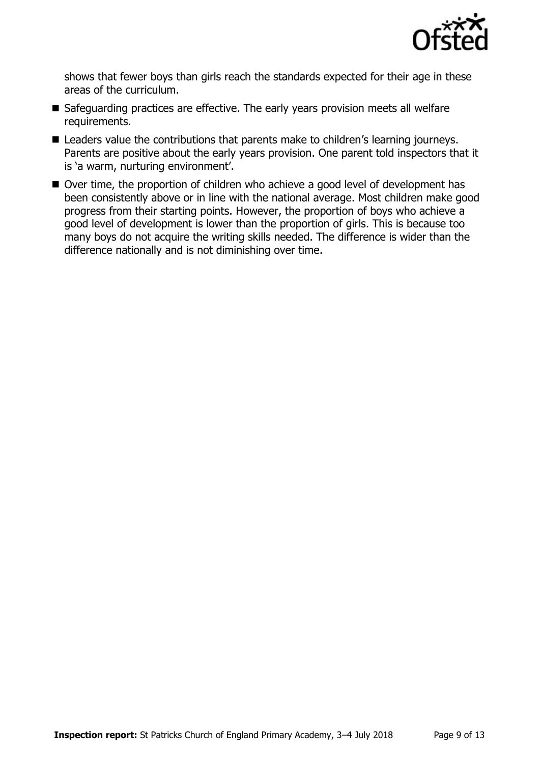shows that fewer boys than girls reach the standards expected for their age in these areas of the curriculum.

- Safeguarding practices are effective. The early years provision meets all welfare requirements.
- Leaders value the contributions that parents make to children's learning journeys. Parents are positive about the early years provision. One parent told inspectors that it is 'a warm, nurturing environment'.
- Over time, the proportion of children who achieve a good level of development has been consistently above or in line with the national average. Most children make good progress from their starting points. However, the proportion of boys who achieve a good level of development is lower than the proportion of girls. This is because too many boys do not acquire the writing skills needed. The difference is wider than the difference nationally and is not diminishing over time.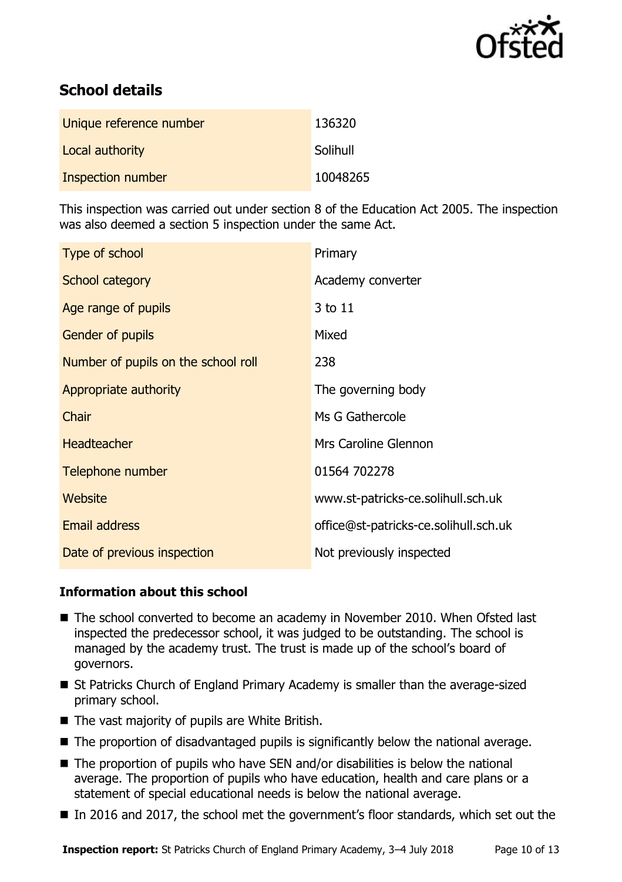## School details

| | |
|---|---|
| Unique reference number | 136320 |
| Local authority | Solihull |
| Inspection number | 10048265 |

This inspection was carried out under section 8 of the Education Act 2005. The inspection was also deemed a section 5 inspection under the same Act.

| | |
|---|---|
| Type of school | Primary |
| School category | Academy converter |
| Age range of pupils | 3 to 11 |
| Gender of pupils | Mixed |
| Number of pupils on the school roll | 238 |
| Appropriate authority | The governing body |
| Chair | Ms G Gathercole |
| Headteacher | Mrs Caroline Glennon |
| Telephone number | 01564 702278 |
| Website | www.st-patricks-ce.solihull.sch.uk |
| Email address | office@st-patricks-ce.solihull.sch.uk |
| Date of previous inspection | Not previously inspected |

### Information about this school

- The school converted to become an academy in November 2010. When Ofsted last inspected the predecessor school, it was judged to be outstanding. The school is managed by the academy trust. The trust is made up of the school's board of governors.
- St Patricks Church of England Primary Academy is smaller than the average-sized primary school.
- The vast majority of pupils are White British.
- The proportion of disadvantaged pupils is significantly below the national average.
- The proportion of pupils who have SEN and/or disabilities is below the national average. The proportion of pupils who have education, health and care plans or a statement of special educational needs is below the national average.
- In 2016 and 2017, the school met the government's floor standards, which set out the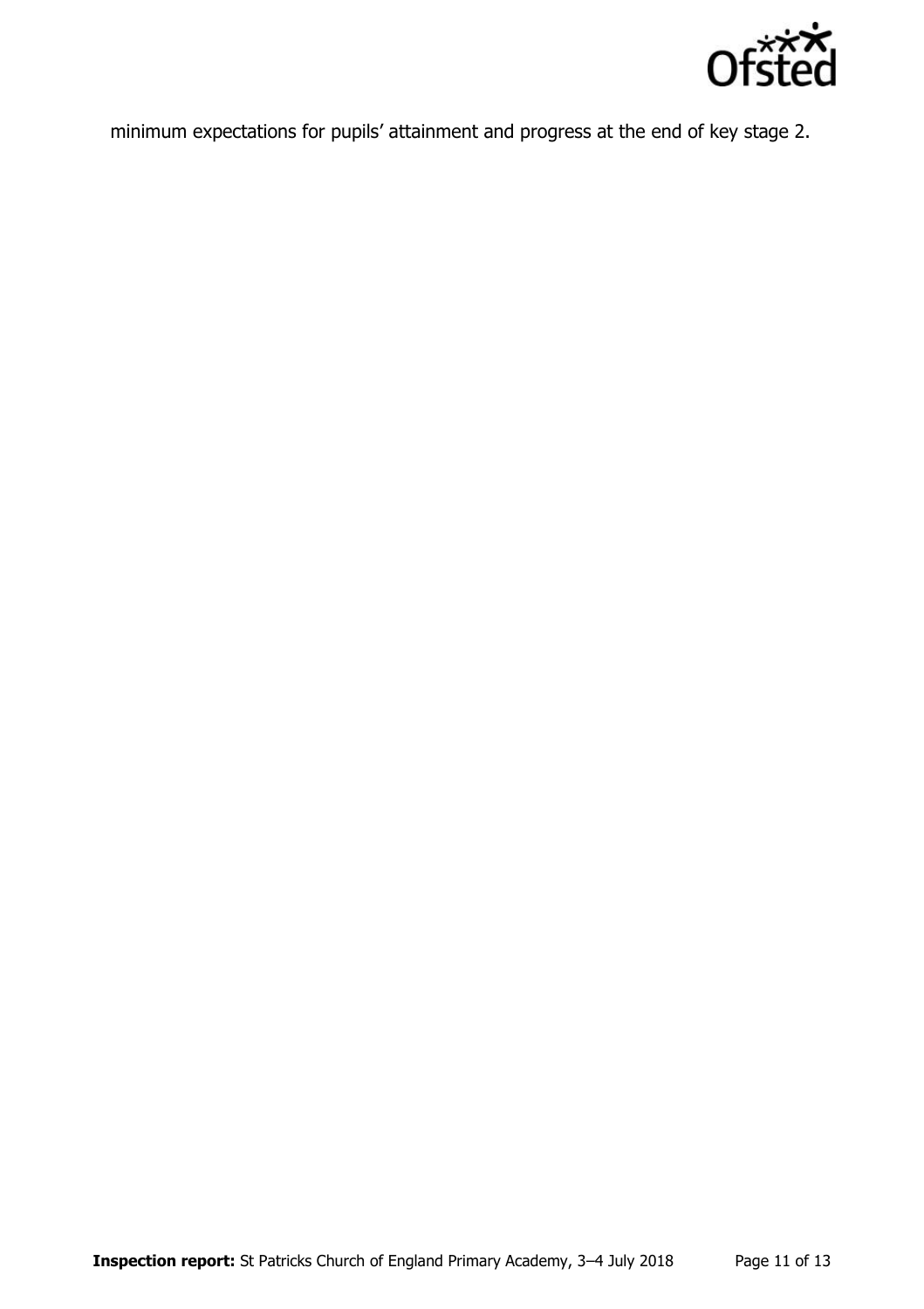minimum expectations for pupils' attainment and progress at the end of key stage 2.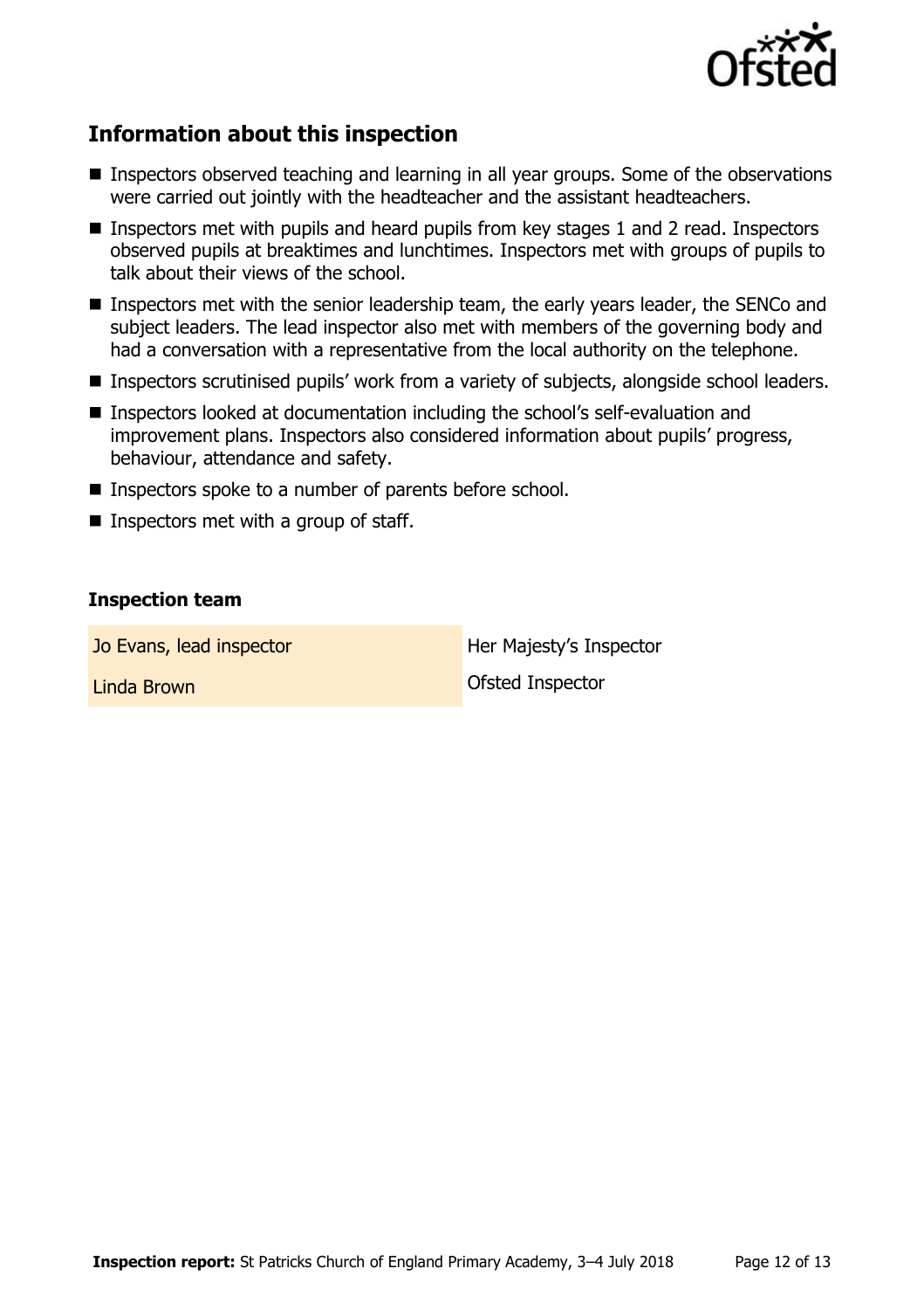## Information about this inspection

- Inspectors observed teaching and learning in all year groups. Some of the observations were carried out jointly with the headteacher and the assistant headteachers.
- Inspectors met with pupils and heard pupils from key stages 1 and 2 read. Inspectors observed pupils at breaktimes and lunchtimes. Inspectors met with groups of pupils to talk about their views of the school.
- Inspectors met with the senior leadership team, the early years leader, the SENCo and subject leaders. The lead inspector also met with members of the governing body and had a conversation with a representative from the local authority on the telephone.
- Inspectors scrutinised pupils' work from a variety of subjects, alongside school leaders.
- Inspectors looked at documentation including the school's self-evaluation and improvement plans. Inspectors also considered information about pupils' progress, behaviour, attendance and safety.
- Inspectors spoke to a number of parents before school.
- Inspectors met with a group of staff.

### Inspection team

| | |
|---|---|
| Jo Evans, lead inspector | Her Majesty's Inspector |
| Linda Brown | Ofsted Inspector |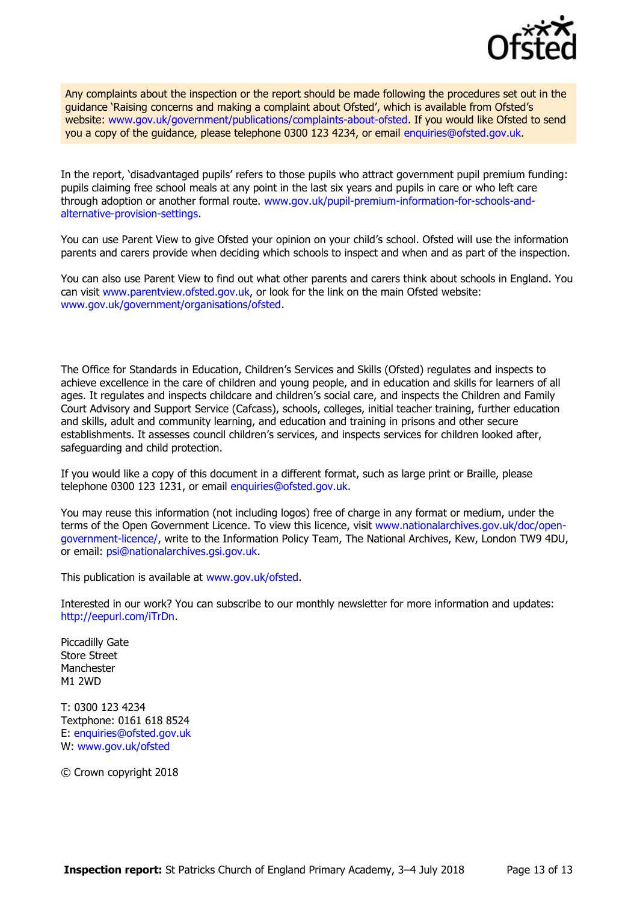Any complaints about the inspection or the report should be made following the procedures set out in the guidance 'Raising concerns and making a complaint about Ofsted', which is available from Ofsted's website: www.gov.uk/government/publications/complaints-about-ofsted. If you would like Ofsted to send you a copy of the guidance, please telephone 0300 123 4234, or email enquiries@ofsted.gov.uk.

In the report, 'disadvantaged pupils' refers to those pupils who attract government pupil premium funding: pupils claiming free school meals at any point in the last six years and pupils in care or who left care through adoption or another formal route. www.gov.uk/pupil-premium-information-for-schools-and-alternative-provision-settings.

You can use Parent View to give Ofsted your opinion on your child's school. Ofsted will use the information parents and carers provide when deciding which schools to inspect and when and as part of the inspection.

You can also use Parent View to find out what other parents and carers think about schools in England. You can visit www.parentview.ofsted.gov.uk, or look for the link on the main Ofsted website: www.gov.uk/government/organisations/ofsted.

The Office for Standards in Education, Children's Services and Skills (Ofsted) regulates and inspects to achieve excellence in the care of children and young people, and in education and skills for learners of all ages. It regulates and inspects childcare and children's social care, and inspects the Children and Family Court Advisory and Support Service (Cafcass), schools, colleges, initial teacher training, further education and skills, adult and community learning, and education and training in prisons and other secure establishments. It assesses council children's services, and inspects services for children looked after, safeguarding and child protection.

If you would like a copy of this document in a different format, such as large print or Braille, please telephone 0300 123 1231, or email enquiries@ofsted.gov.uk.

You may reuse this information (not including logos) free of charge in any format or medium, under the terms of the Open Government Licence. To view this licence, visit www.nationalarchives.gov.uk/doc/open-government-licence/, write to the Information Policy Team, The National Archives, Kew, London TW9 4DU, or email: psi@nationalarchives.gsi.gov.uk.

This publication is available at www.gov.uk/ofsted.

Interested in our work? You can subscribe to our monthly newsletter for more information and updates: http://eepurl.com/iTrDn.

Piccadilly Gate  
Store Street  
Manchester  
M1 2WD

T: 0300 123 4234  
Textphone: 0161 618 8524  
E: enquiries@ofsted.gov.uk  
W: www.gov.uk/ofsted

© Crown copyright 2018